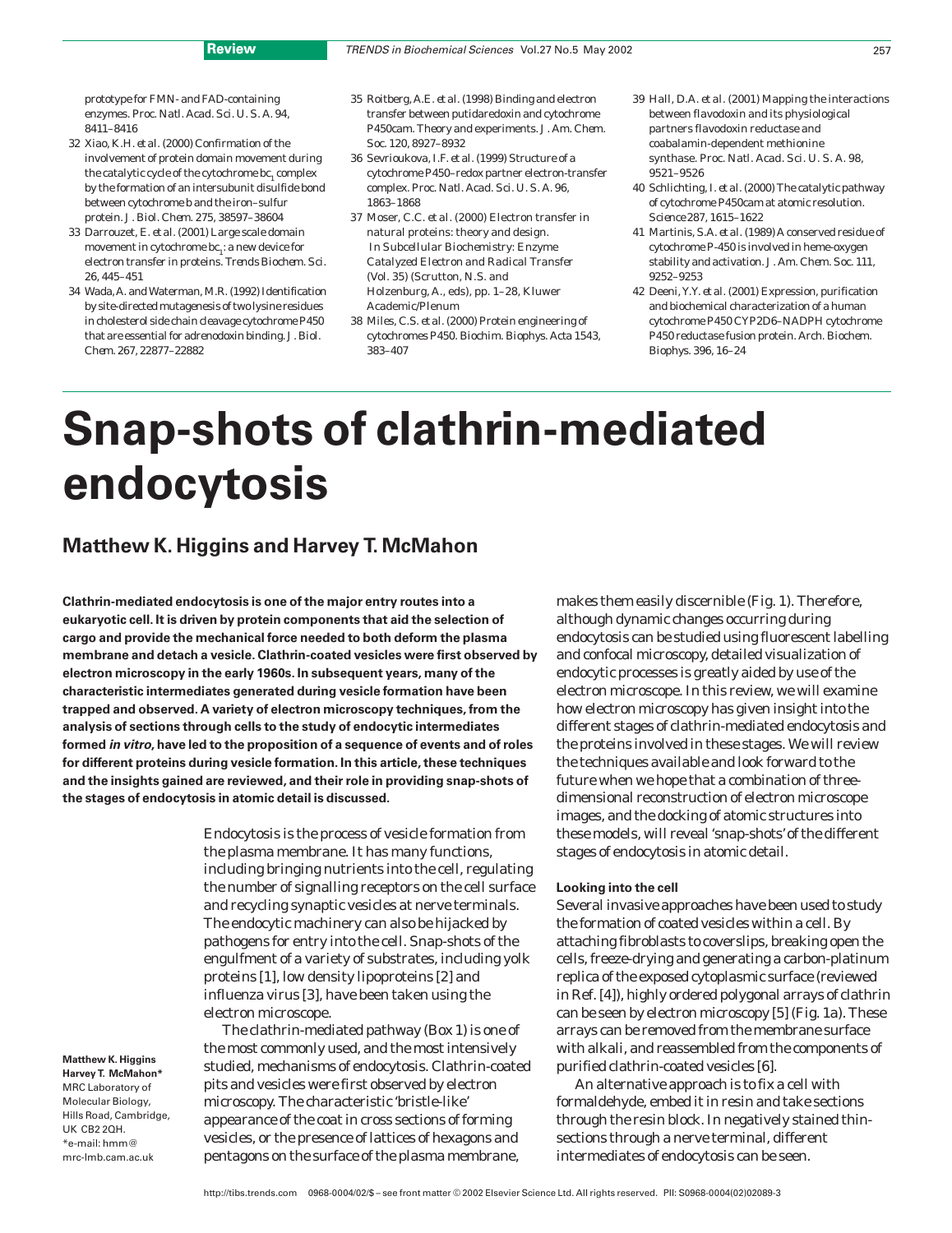prototype for FMN- and FAD-containing enzymes. Proc. Natl. Acad. Sci. U. S. A. 94, 8411–8416

32 Xiao, K.H. *et al.* (2000) Confirmation of the involvement of protein domain movement during the catalytic cycle of the cytochrome $bc_1$ complex by the formation of an intersubunit disulfide bond between cytochrome b and the iron–sulfur protein. J. Biol. Chem. 275, 38597–38604

33 Darrouzet, E. *et al.* (2001) Large scale domain movement in cytochrome $bc_1$: a new device for electron transfer in proteins. Trends Biochem. Sci. 26, 445–451

34 Wada, A. and Waterman, M.R. (1992) Identification by site-directed mutagenesis of two lysine residues in cholesterol side chain cleavage cytochrome P450 that are essential for adrenodoxin binding. J. Biol. Chem. 267, 22877–22882

35 Roitberg, A.E. *et al.* (1998) Binding and electron transfer between putidaredoxin and cytochrome P450cam. Theory and experiments. J. Am. Chem. Soc. 120, 8927–8932

36 Sevrioukova, I.F. *et al.* (1999) Structure of a cytochrome P450–redox partner electron-transfer complex. Proc. Natl. Acad. Sci. U. S. A. 96, 1863–1868

37 Moser, C.C. *et al.* (2000) Electron transfer in natural proteins: theory and design. In *Subcellular Biochemistry: Enzyme Catalyzed Electron and Radical Transfer* (Vol. 35) (Scrutton, N.S. and Holzenburg, A., eds), pp. 1–28, Kluwer Academic/Plenum

38 Miles, C.S. *et al.* (2000) Protein engineering of cytochromes P450. Biochim. Biophys. Acta 1543, 383–407

39 Hall, D.A. *et al.* (2001) Mapping the interactions between flavodoxin and its physiological partners flavodoxin reductase and coabalamin-dependent methionine synthase. Proc. Natl. Acad. Sci. U. S. A. 98, 9521–9526

40 Schlichting, I. *et al.* (2000) The catalytic pathway of cytochrome P450cam at atomic resolution. Science 287, 1615–1622

41 Martinis, S.A. *et al.* (1989) A conserved residue of cytochrome P-450 is involved in heme-oxygen stability and activation. J. Am. Chem. Soc. 111, 9252–9253

42 Deeni, Y.Y. *et al.* (2001) Expression, purification and biochemical characterization of a human cytochrome P450 CYP2D6–NADPH cytochrome P450 reductase fusion protein. Arch. Biochem. Biophys. 396, 16–24

# Snap-shots of clathrin-mediated endocytosis

## Matthew K. Higgins and Harvey T. McMahon

**Clathrin-mediated endocytosis is one of the major entry routes into a eukaryotic cell. It is driven by protein components that aid the selection of cargo and provide the mechanical force needed to both deform the plasma membrane and detach a vesicle. Clathrin-coated vesicles were first observed by electron microscopy in the early 1960s. In subsequent years, many of the characteristic intermediates generated during vesicle formation have been trapped and observed. A variety of electron microscopy techniques, from the analysis of sections through cells to the study of endocytic intermediates formed *in vitro*, have led to the proposition of a sequence of events and of roles for different proteins during vesicle formation. In this article, these techniques and the insights gained are reviewed, and their role in providing snap-shots of the stages of endocytosis in atomic detail is discussed.**

Matthew K. Higgins
Harvey T. McMahon*
MRC Laboratory of Molecular Biology, Hills Road, Cambridge, UK CB2 2QH.
*e-mail: hmm@mrc-lmb.cam.ac.uk

Endocytosis is the process of vesicle formation from the plasma membrane. It has many functions, including bringing nutrients into the cell, regulating the number of signalling receptors on the cell surface and recycling synaptic vesicles at nerve terminals. The endocytic machinery can also be hijacked by pathogens for entry into the cell. Snap-shots of the engulfment of a variety of substrates, including yolk proteins [1], low density lipoproteins [2] and influenza virus [3], have been taken using the electron microscope.

The clathrin-mediated pathway (Box 1) is one of the most commonly used, and the most intensively studied, mechanisms of endocytosis. Clathrin-coated pits and vesicles were first observed by electron microscopy. The characteristic 'bristle-like' appearance of the coat in cross sections of forming vesicles, or the presence of lattices of hexagons and pentagons on the surface of the plasma membrane, makes them easily discernible (Fig. 1). Therefore, although dynamic changes occurring during endocytosis can be studied using fluorescent labelling and confocal microscopy, detailed visualization of endocytic processes is greatly aided by use of the electron microscope. In this review, we will examine how electron microscopy has given insight into the different stages of clathrin-mediated endocytosis and the proteins involved in these stages. We will review the techniques available and look forward to the future when we hope that a combination of three-dimensional reconstruction of electron microscope images, and the docking of atomic structures into these models, will reveal 'snap-shots' of the different stages of endocytosis in atomic detail.

### Looking into the cell

Several invasive approaches have been used to study the formation of coated vesicles within a cell. By attaching fibroblasts to coverslips, breaking open the cells, freeze-drying and generating a carbon-platinum replica of the exposed cytoplasmic surface (reviewed in Ref. [4]), highly ordered polygonal arrays of clathrin can be seen by electron microscopy [5] (Fig. 1a). These arrays can be removed from the membrane surface with alkali, and reassembled from the components of purified clathrin-coated vesicles [6].

An alternative approach is to fix a cell with formaldehyde, embed it in resin and take sections through the resin block. In negatively stained thin-sections through a nerve terminal, different intermediates of endocytosis can be seen.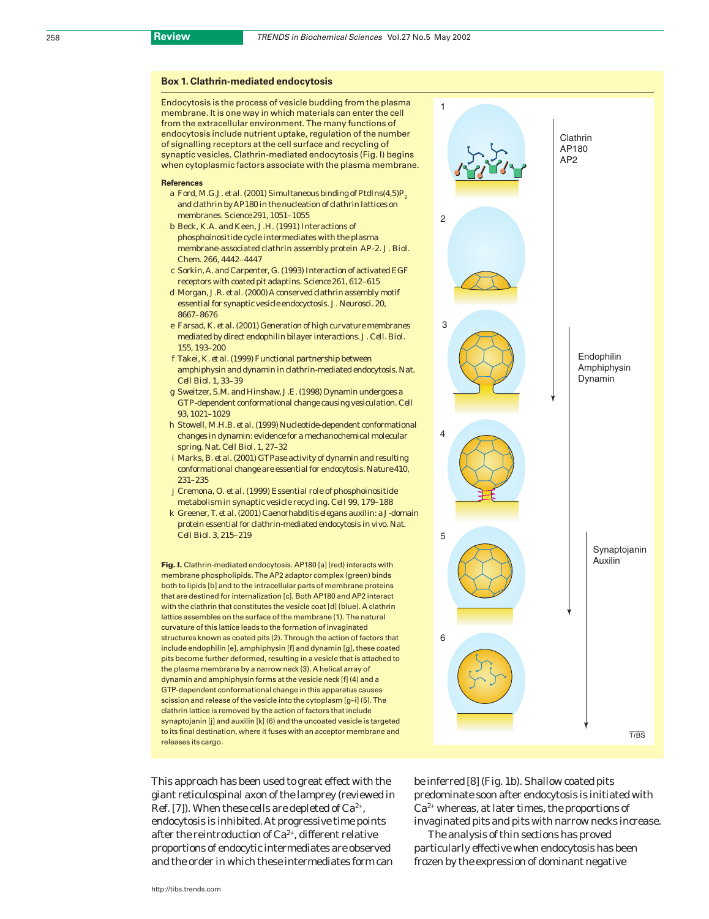## Box 1. Clathrin-mediated endocytosis

Endocytosis is the process of vesicle budding from the plasma membrane. It is one way in which materials can enter the cell from the extracellular environment. The many functions of endocytosis include nutrient uptake, regulation of the number of signalling receptors at the cell surface and recycling of synaptic vesicles. Clathrin-mediated endocytosis (Fig. I) begins when cytoplasmic factors associate with the plasma membrane.

**References**

- a Ford, M.G.J. *et al.* (2001) Simultaneous binding of PtdIns(4,5)$P_2$ and clathrin by AP180 in the nucleation of clathrin lattices on membranes. *Science* 291, 1051–1055
- b Beck, K.A. and Keen, J.H. (1991) Interactions of phosphoinositide cycle intermediates with the plasma membrane-associated clathrin assembly protein AP-2. *J. Biol. Chem.* 266, 4442–4447
- c Sorkin, A. and Carpenter, G. (1993) Interaction of activated EGF receptors with coated pit adaptins. *Science* 261, 612–615
- d Morgan, J.R. *et al.* (2000) A conserved clathrin assembly motif essential for synaptic vesicle endocytosis. *J. Neurosci.* 20, 8667–8676
- e Farsad, K. *et al.* (2001) Generation of high curvature membranes mediated by direct endophilin bilayer interactions. *J. Cell. Biol.* 155, 193–200
- f Takei, K. *et al.* (1999) Functional partnership between amphiphysin and dynamin in clathrin-mediated endocytosis. *Nat. Cell Biol.* 1, 33–39
- g Sweitzer, S.M. and Hinshaw, J.E. (1998) Dynamin undergoes a GTP-dependent conformational change causing vesiculation. *Cell* 93, 1021–1029
- h Stowell, M.H.B. *et al.* (1999) Nucleotide-dependent conformational changes in dynamin: evidence for a mechanochemical molecular spring. *Nat. Cell Biol.* 1, 27–32
- i Marks, B. *et al.* (2001) GTPase activity of dynamin and resulting conformational change are essential for endocytosis. *Nature* 410, 231–235
- j Cremona, O. *et al.* (1999) Essential role of phosphoinositide metabolism in synaptic vesicle recycling. *Cell* 99, 179–188
- k Greener, T. *et al.* (2001) *Caenorhabditis elegans* auxilin: a J-domain protein essential for clathrin-mediated endocytosis *in vivo*. *Nat. Cell Biol.* 3, 215–219

**Fig. I.** Clathrin-mediated endocytosis. AP180 [a] (red) interacts with membrane phospholipids. The AP2 adaptor complex (green) binds both to lipids [b] and to the intracellular parts of membrane proteins that are destined for internalization [c]. Both AP180 and AP2 interact with the clathrin that constitutes the vesicle coat [d] (blue). A clathrin lattice assembles on the surface of the membrane (1). The natural curvature of this lattice leads to the formation of invaginated structures known as coated pits (2). Through the action of factors that include endophilin [e], amphiphysin [f] and dynamin [g], these coated pits become further deformed, resulting in a vesicle that is attached to the plasma membrane by a narrow neck (3). A helical array of dynamin and amphiphysin forms at the vesicle neck [f] (4) and a GTP-dependent conformational change in this apparatus causes scission and release of the vesicle into the cytoplasm [g–i] (5). The clathrin lattice is removed by the action of factors that include synaptojanin [j] and auxilin [k] (6) and the uncoated vesicle is targeted to its final destination, where it fuses with an acceptor membrane and releases its cargo.

This approach has been used to great effect with the giant reticulospinal axon of the lamprey (reviewed in Ref. [7]). When these cells are depleted of $Ca^{2+}$, endocytosis is inhibited. At progressive time points after the reintroduction of $Ca^{2+}$, different relative proportions of endocytic intermediates are observed and the order in which these intermediates form can be inferred [8] (Fig. 1b). Shallow coated pits predominate soon after endocytosis is initiated with $Ca^{2+}$ whereas, at later times, the proportions of invaginated pits and pits with narrow necks increase.

The analysis of thin sections has proved particularly effective when endocytosis has been frozen by the expression of dominant negative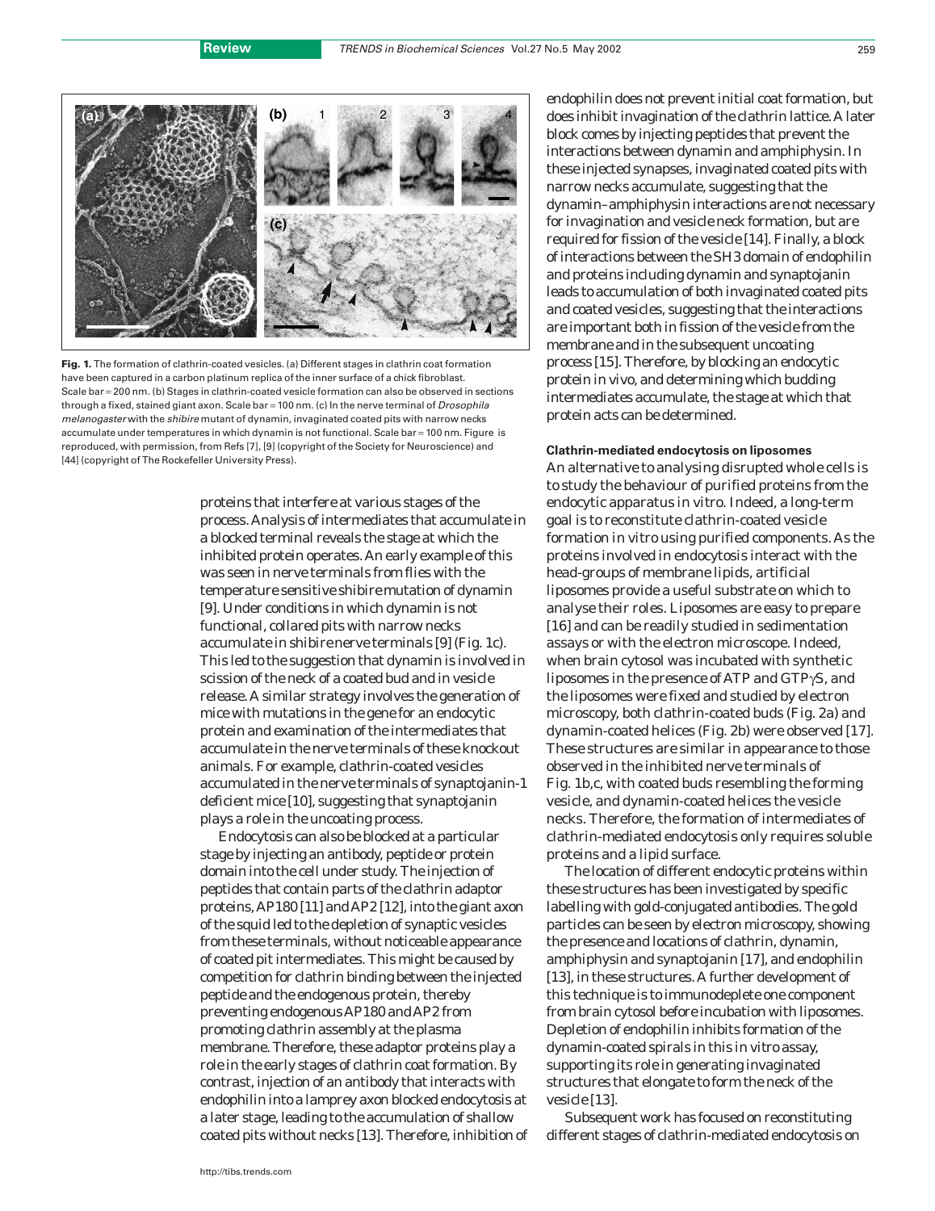**Fig. 1.** The formation of clathrin-coated vesicles. (a) Different stages in clathrin coat formation have been captured in a carbon platinum replica of the inner surface of a chick fibroblast. Scale bar = 200 nm. (b) Stages in clathrin-coated vesicle formation can also be observed in sections through a fixed, stained giant axon. Scale bar = 100 nm. (c) In the nerve terminal of *Drosophila melanogaster* with the *shibire* mutant of dynamin, invaginated coated pits with narrow necks accumulate under temperatures in which dynamin is not functional. Scale bar = 100 nm. Figure is reproduced, with permission, from Refs [7], [9] (copyright of the Society for Neuroscience) and [44] (copyright of The Rockefeller University Press).

proteins that interfere at various stages of the process. Analysis of intermediates that accumulate in a blocked terminal reveals the stage at which the inhibited protein operates. An early example of this was seen in nerve terminals from flies with the temperature sensitive shibire mutation of dynamin [9]. Under conditions in which dynamin is not functional, collared pits with narrow necks accumulate in shibire nerve terminals [9] (Fig. 1c). This led to the suggestion that dynamin is involved in scission of the neck of a coated bud and in vesicle release. A similar strategy involves the generation of mice with mutations in the gene for an endocytic protein and examination of the intermediates that accumulate in the nerve terminals of these knockout animals. For example, clathrin-coated vesicles accumulated in the nerve terminals of synaptojanin-1 deficient mice [10], suggesting that synaptojanin plays a role in the uncoating process.

Endocytosis can also be blocked at a particular stage by injecting an antibody, peptide or protein domain into the cell under study. The injection of peptides that contain parts of the clathrin adaptor proteins, AP180 [11] and AP2 [12], into the giant axon of the squid led to the depletion of synaptic vesicles from these terminals, without noticeable appearance of coated pit intermediates. This might be caused by competition for clathrin binding between the injected peptide and the endogenous protein, thereby preventing endogenous AP180 and AP2 from promoting clathrin assembly at the plasma membrane. Therefore, these adaptor proteins play a role in the early stages of clathrin coat formation. By contrast, injection of an antibody that interacts with endophilin into a lamprey axon blocked endocytosis at a later stage, leading to the accumulation of shallow coated pits without necks [13]. Therefore, inhibition of endophilin does not prevent initial coat formation, but does inhibit invagination of the clathrin lattice. A later block comes by injecting peptides that prevent the interactions between dynamin and amphiphysin. In these injected synapses, invaginated coated pits with narrow necks accumulate, suggesting that the dynamin–amphiphysin interactions are not necessary for invagination and vesicle neck formation, but are required for fission of the vesicle [14]. Finally, a block of interactions between the SH3 domain of endophilin and proteins including dynamin and synaptojanin leads to accumulation of both invaginated coated pits and coated vesicles, suggesting that the interactions are important both in fission of the vesicle from the membrane and in the subsequent uncoating process [15]. Therefore, by blocking an endocytic protein in vivo, and determining which budding intermediates accumulate, the stage at which that protein acts can be determined.

#### Clathrin-mediated endocytosis on liposomes

An alternative to analysing disrupted whole cells is to study the behaviour of purified proteins from the endocytic apparatus in vitro. Indeed, a long-term goal is to reconstitute clathrin-coated vesicle formation in vitro using purified components. As the proteins involved in endocytosis interact with the head-groups of membrane lipids, artificial liposomes provide a useful substrate on which to analyse their roles. Liposomes are easy to prepare [16] and can be readily studied in sedimentation assays or with the electron microscope. Indeed, when brain cytosol was incubated with synthetic liposomes in the presence of ATP and GTP$\gamma$S, and the liposomes were fixed and studied by electron microscopy, both clathrin-coated buds (Fig. 2a) and dynamin-coated helices (Fig. 2b) were observed [17]. These structures are similar in appearance to those observed in the inhibited nerve terminals of Fig. 1b,c, with coated buds resembling the forming vesicle, and dynamin-coated helices the vesicle necks. Therefore, the formation of intermediates of clathrin-mediated endocytosis only requires soluble proteins and a lipid surface.

The location of different endocytic proteins within these structures has been investigated by specific labelling with gold-conjugated antibodies. The gold particles can be seen by electron microscopy, showing the presence and locations of clathrin, dynamin, amphiphysin and synaptojanin [17], and endophilin [13], in these structures. A further development of this technique is to immunodeplete one component from brain cytosol before incubation with liposomes. Depletion of endophilin inhibits formation of the dynamin-coated spirals in this in vitro assay, supporting its role in generating invaginated structures that elongate to form the neck of the vesicle [13].

Subsequent work has focused on reconstituting different stages of clathrin-mediated endocytosis on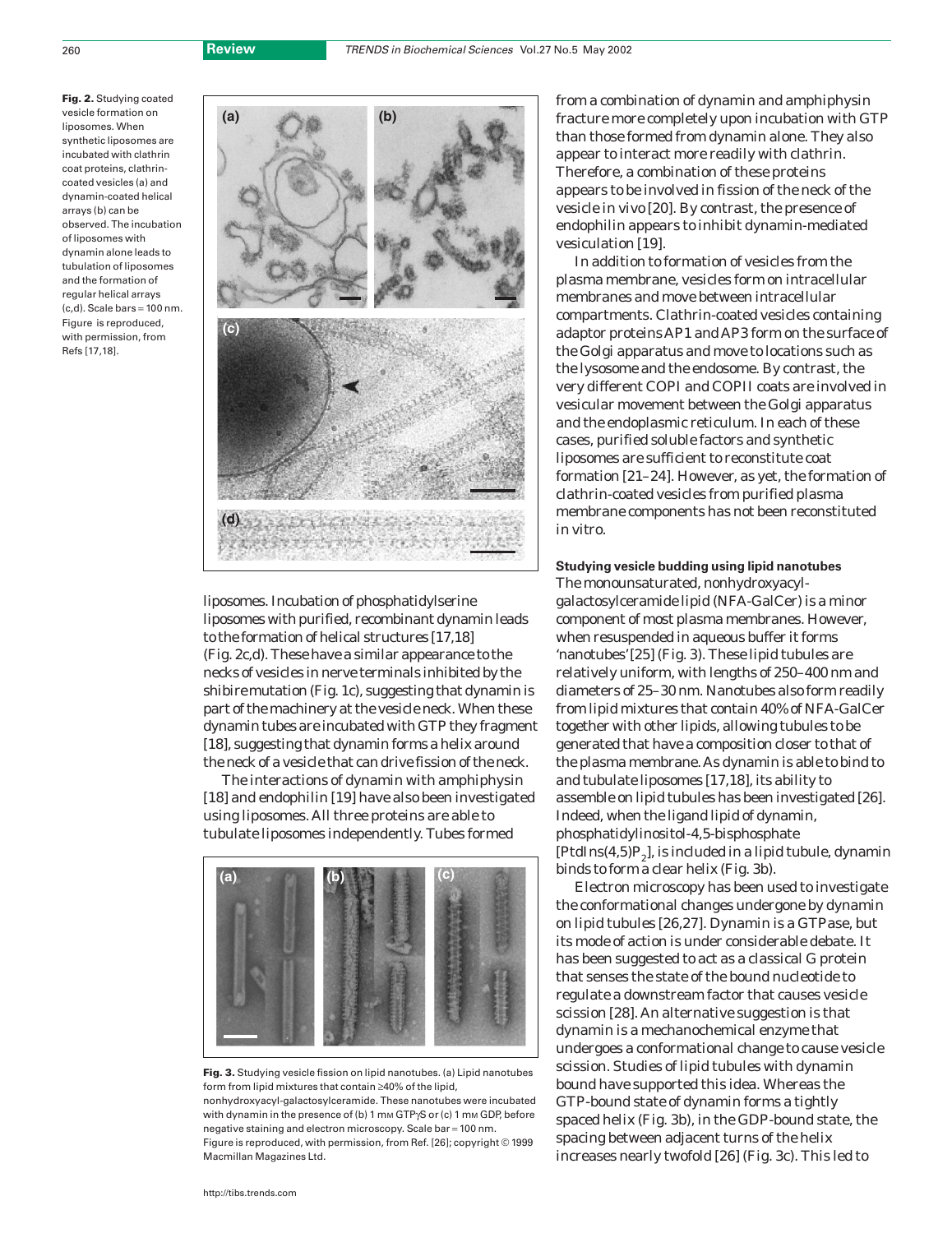**Fig. 2.** Studying coated vesicle formation on liposomes. When synthetic liposomes are incubated with clathrin coat proteins, clathrin-coated vesicles (a) and dynamin-coated helical arrays (b) can be observed. The incubation of liposomes with dynamin alone leads to tubulation of liposomes and the formation of regular helical arrays (c,d). Scale bars = 100 nm. Figure is reproduced, with permission, from Refs [17,18].

liposomes. Incubation of phosphatidylserine liposomes with purified, recombinant dynamin leads to the formation of helical structures [17,18] (Fig. 2c,d). These have a similar appearance to the necks of vesicles in nerve terminals inhibited by the shibire mutation (Fig. 1c), suggesting that dynamin is part of the machinery at the vesicle neck. When these dynamin tubes are incubated with GTP they fragment [18], suggesting that dynamin forms a helix around the neck of a vesicle that can drive fission of the neck.

The interactions of dynamin with amphiphysin [18] and endophilin [19] have also been investigated using liposomes. All three proteins are able to tubulate liposomes independently. Tubes formed from a combination of dynamin and amphiphysin fracture more completely upon incubation with GTP than those formed from dynamin alone. They also appear to interact more readily with clathrin. Therefore, a combination of these proteins appears to be involved in fission of the neck of the vesicle in vivo [20]. By contrast, the presence of endophilin appears to inhibit dynamin-mediated vesiculation [19].

In addition to formation of vesicles from the plasma membrane, vesicles form on intracellular membranes and move between intracellular compartments. Clathrin-coated vesicles containing adaptor proteins AP1 and AP3 form on the surface of the Golgi apparatus and move to locations such as the lysosome and the endosome. By contrast, the very different COPI and COPII coats are involved in vesicular movement between the Golgi apparatus and the endoplasmic reticulum. In each of these cases, purified soluble factors and synthetic liposomes are sufficient to reconstitute coat formation [21–24]. However, as yet, the formation of clathrin-coated vesicles from purified plasma membrane components has not been reconstituted in vitro.

**Fig. 3.** Studying vesicle fission on lipid nanotubes. (a) Lipid nanotubes form from lipid mixtures that contain ≥40% of the lipid, nonhydroxyacyl-galactosylceramide. These nanotubes were incubated with dynamin in the presence of (b) 1 mM GTPγS or (c) 1 mM GDP, before negative staining and electron microscopy. Scale bar = 100 nm. Figure is reproduced, with permission, from Ref. [26]; copyright © 1999 Macmillan Magazines Ltd.

### Studying vesicle budding using lipid nanotubes

The monounsaturated, nonhydroxyacyl-galactosylceramide lipid (NFA-GalCer) is a minor component of most plasma membranes. However, when resuspended in aqueous buffer it forms 'nanotubes' [25] (Fig. 3). These lipid tubules are relatively uniform, with lengths of 250–400 nm and diameters of 25–30 nm. Nanotubes also form readily from lipid mixtures that contain 40% of NFA-GalCer together with other lipids, allowing tubules to be generated that have a composition closer to that of the plasma membrane. As dynamin is able to bind to and tubulate liposomes [17,18], its ability to assemble on lipid tubules has been investigated [26]. Indeed, when the ligand lipid of dynamin, phosphatidylinositol-4,5-bisphosphate [PtdIns(4,5)$P_2$], is included in a lipid tubule, dynamin binds to form a clear helix (Fig. 3b).

Electron microscopy has been used to investigate the conformational changes undergone by dynamin on lipid tubules [26,27]. Dynamin is a GTPase, but its mode of action is under considerable debate. It has been suggested to act as a classical G protein that senses the state of the bound nucleotide to regulate a downstream factor that causes vesicle scission [28]. An alternative suggestion is that dynamin is a mechanochemical enzyme that undergoes a conformational change to cause vesicle scission. Studies of lipid tubules with dynamin bound have supported this idea. Whereas the GTP-bound state of dynamin forms a tightly spaced helix (Fig. 3b), in the GDP-bound state, the spacing between adjacent turns of the helix increases nearly twofold [26] (Fig. 3c). This led to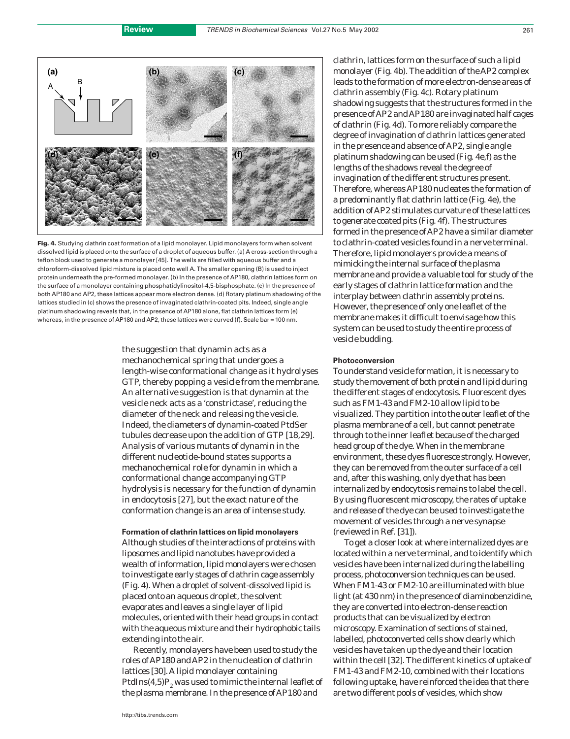Fig. 4. Studying clathrin coat formation of a lipid monolayer. Lipid monolayers form when solvent dissolved lipid is placed onto the surface of a droplet of aqueous buffer. (a) A cross-section through a teflon block used to generate a monolayer [45]. The wells are filled with aqueous buffer and a chloroform-dissolved lipid mixture is placed onto well A. The smaller opening (B) is used to inject protein underneath the pre-formed monolayer. (b) In the presence of AP180, clathrin lattices form on the surface of a monolayer containing phosphatidylinositol-4,5-bisphosphate. (c) In the presence of both AP180 and AP2, these lattices appear more electron dense. (d) Rotary platinum shadowing of the lattices studied in (c) shows the presence of invaginated clathrin-coated pits. Indeed, single angle platinum shadowing reveals that, in the presence of AP180 alone, flat clathrin lattices form (e) whereas, in the presence of AP180 and AP2, these lattices were curved (f). Scale bar = 100 nm.

the suggestion that dynamin acts as a mechanochemical spring that undergoes a length-wise conformational change as it hydrolyses GTP, thereby popping a vesicle from the membrane. An alternative suggestion is that dynamin at the vesicle neck acts as a 'constrictase', reducing the diameter of the neck and releasing the vesicle. Indeed, the diameters of dynamin-coated PtdSer tubules decrease upon the addition of GTP [18,29]. Analysis of various mutants of dynamin in the different nucleotide-bound states supports a mechanochemical role for dynamin in which a conformational change accompanying GTP hydrolysis is necessary for the function of dynamin in endocytosis [27], but the exact nature of the conformation change is an area of intense study.

### Formation of clathrin lattices on lipid monolayers

Although studies of the interactions of proteins with liposomes and lipid nanotubes have provided a wealth of information, lipid monolayers were chosen to investigate early stages of clathrin cage assembly (Fig. 4). When a droplet of solvent-dissolved lipid is placed onto an aqueous droplet, the solvent evaporates and leaves a single layer of lipid molecules, oriented with their head groups in contact with the aqueous mixture and their hydrophobic tails extending into the air.

Recently, monolayers have been used to study the roles of AP180 and AP2 in the nucleation of clathrin lattices [30]. A lipid monolayer containing PtdIns(4,5)$P_2$ was used to mimic the internal leaflet of the plasma membrane. In the presence of AP180 and clathrin, lattices form on the surface of such a lipid monolayer (Fig. 4b). The addition of the AP2 complex leads to the formation of more electron-dense areas of clathrin assembly (Fig. 4c). Rotary platinum shadowing suggests that the structures formed in the presence of AP2 and AP180 are invaginated half cages of clathrin (Fig. 4d). To more reliably compare the degree of invagination of clathrin lattices generated in the presence and absence of AP2, single angle platinum shadowing can be used (Fig. 4e,f) as the lengths of the shadows reveal the degree of invagination of the different structures present. Therefore, whereas AP180 nucleates the formation of a predominantly flat clathrin lattice (Fig. 4e), the addition of AP2 stimulates curvature of these lattices to generate coated pits (Fig. 4f). The structures formed in the presence of AP2 have a similar diameter to clathrin-coated vesicles found in a nerve terminal. Therefore, lipid monolayers provide a means of mimicking the internal surface of the plasma membrane and provide a valuable tool for study of the early stages of clathrin lattice formation and the interplay between clathrin assembly proteins. However, the presence of only one leaflet of the membrane makes it difficult to envisage how this system can be used to study the entire process of vesicle budding.

### Photoconversion

To understand vesicle formation, it is necessary to study the movement of both protein and lipid during the different stages of endocytosis. Fluorescent dyes such as FM1-43 and FM2-10 allow lipid to be visualized. They partition into the outer leaflet of the plasma membrane of a cell, but cannot penetrate through to the inner leaflet because of the charged head group of the dye. When in the membrane environment, these dyes fluoresce strongly. However, they can be removed from the outer surface of a cell and, after this washing, only dye that has been internalized by endocytosis remains to label the cell. By using fluorescent microscopy, the rates of uptake and release of the dye can be used to investigate the movement of vesicles through a nerve synapse (reviewed in Ref. [31]).

To get a closer look at where internalized dyes are located within a nerve terminal, and to identify which vesicles have been internalized during the labelling process, photoconversion techniques can be used. When FM1-43 or FM2-10 are illuminated with blue light (at 430 nm) in the presence of diaminobenzidine, they are converted into electron-dense reaction products that can be visualized by electron microscopy. Examination of sections of stained, labelled, photoconverted cells show clearly which vesicles have taken up the dye and their location within the cell [32]. The different kinetics of uptake of FM1-43 and FM2-10, combined with their locations following uptake, have reinforced the idea that there are two different pools of vesicles, which show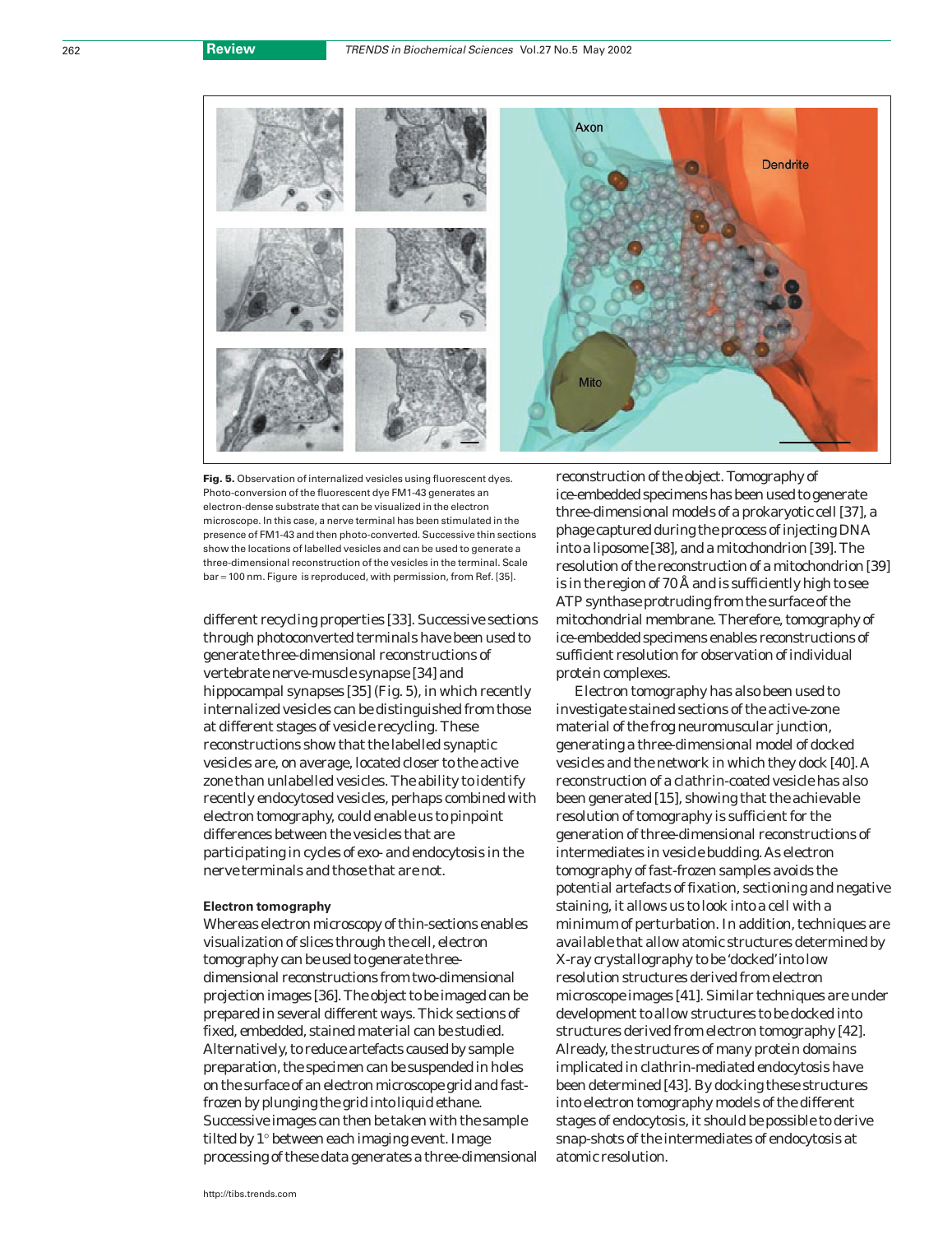**Fig. 5.** Observation of internalized vesicles using fluorescent dyes. Photo-conversion of the fluorescent dye FM1-43 generates an electron-dense substrate that can be visualized in the electron microscope. In this case, a nerve terminal has been stimulated in the presence of FM1-43 and then photo-converted. Successive thin sections show the locations of labelled vesicles and can be used to generate a three-dimensional reconstruction of the vesicles in the terminal. Scale bar = 100 nm. Figure is reproduced, with permission, from Ref. [35].

different recycling properties [33]. Successive sections through photoconverted terminals have been used to generate three-dimensional reconstructions of vertebrate nerve-muscle synapse [34] and hippocampal synapses [35] (Fig. 5), in which recently internalized vesicles can be distinguished from those at different stages of vesicle recycling. These reconstructions show that the labelled synaptic vesicles are, on average, located closer to the active zone than unlabelled vesicles. The ability to identify recently endocytosed vesicles, perhaps combined with electron tomography, could enable us to pinpoint differences between the vesicles that are participating in cycles of exo- and endocytosis in the nerve terminals and those that are not.

### Electron tomography

Whereas electron microscopy of thin-sections enables visualization of slices through the cell, electron tomography can be used to generate three-dimensional reconstructions from two-dimensional projection images [36]. The object to be imaged can be prepared in several different ways. Thick sections of fixed, embedded, stained material can be studied. Alternatively, to reduce artefacts caused by sample preparation, the specimen can be suspended in holes on the surface of an electron microscope grid and fast-frozen by plunging the grid into liquid ethane. Successive images can then be taken with the sample tilted by 1° between each imaging event. Image processing of these data generates a three-dimensional reconstruction of the object. Tomography of ice-embedded specimens has been used to generate three-dimensional models of a prokaryotic cell [37], a phage captured during the process of injecting DNA into a liposome [38], and a mitochondrion [39]. The resolution of the reconstruction of a mitochondrion [39] is in the region of 70 Å and is sufficiently high to see ATP synthase protruding from the surface of the mitochondrial membrane. Therefore, tomography of ice-embedded specimens enables reconstructions of sufficient resolution for observation of individual protein complexes.

Electron tomography has also been used to investigate stained sections of the active-zone material of the frog neuromuscular junction, generating a three-dimensional model of docked vesicles and the network in which they dock [40]. A reconstruction of a clathrin-coated vesicle has also been generated [15], showing that the achievable resolution of tomography is sufficient for the generation of three-dimensional reconstructions of intermediates in vesicle budding. As electron tomography of fast-frozen samples avoids the potential artefacts of fixation, sectioning and negative staining, it allows us to look into a cell with a minimum of perturbation. In addition, techniques are available that allow atomic structures determined by X-ray crystallography to be 'docked' into low resolution structures derived from electron microscope images [41]. Similar techniques are under development to allow structures to be docked into structures derived from electron tomography [42]. Already, the structures of many protein domains implicated in clathrin-mediated endocytosis have been determined [43]. By docking these structures into electron tomography models of the different stages of endocytosis, it should be possible to derive snap-shots of the intermediates of endocytosis at atomic resolution.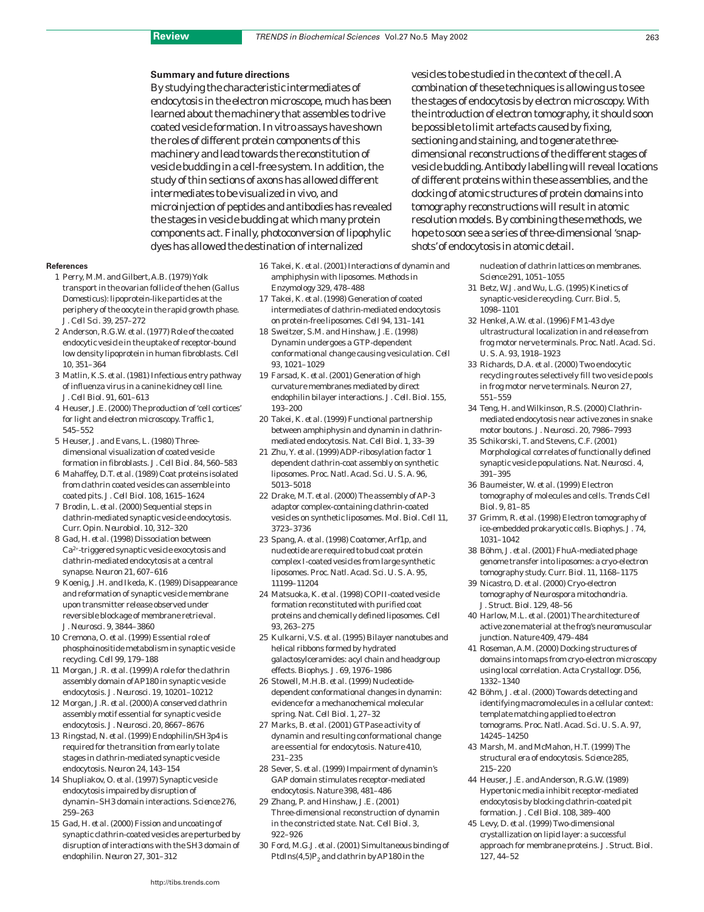## Summary and future directions

By studying the characteristic intermediates of endocytosis in the electron microscope, much has been learned about the machinery that assembles to drive coated vesicle formation. In vitro assays have shown the roles of different protein components of this machinery and lead towards the reconstitution of vesicle budding in a cell-free system. In addition, the study of thin sections of axons has allowed different intermediates to be visualized in vivo, and microinjection of peptides and antibodies has revealed the stages in vesicle budding at which many protein components act. Finally, photoconversion of lipophylic dyes has allowed the destination of internalized vesicles to be studied in the context of the cell. A combination of these techniques is allowing us to see the stages of endocytosis by electron microscopy. With the introduction of electron tomography, it should soon be possible to limit artefacts caused by fixing, sectioning and staining, and to generate three-dimensional reconstructions of the different stages of vesicle budding. Antibody labelling will reveal locations of different proteins within these assemblies, and the docking of atomic structures of protein domains into tomography reconstructions will result in atomic resolution models. By combining these methods, we hope to soon see a series of three-dimensional 'snap-shots' of endocytosis in atomic detail.

### References

1 Perry, M.M. and Gilbert, A.B. (1979) Yolk transport in the ovarian follicle of the hen (Gallus Domesticus): lipoprotein-like particles at the periphery of the oocyte in the rapid growth phase. *J. Cell Sci.* 39, 257–272

2 Anderson, R.G.W. *et al.* (1977) Role of the coated endocytic vesicle in the uptake of receptor-bound low density lipoprotein in human fibroblasts. *Cell* 10, 351–364

3 Matlin, K.S. *et al.* (1981) Infectious entry pathway of influenza virus in a canine kidney cell line. *J. Cell Biol.* 91, 601–613

4 Heuser, J.E. (2000) The production of 'cell cortices' for light and electron microscopy. *Traffic* 1, 545–552

5 Heuser, J. and Evans, L. (1980) Three-dimensional visualization of coated vesicle formation in fibroblasts. *J. Cell Biol.* 84, 560–583

6 Mahaffey, D.T. *et al.* (1989) Coat proteins isolated from clathrin coated vesicles can assemble into coated pits. *J. Cell Biol.* 108, 1615–1624

7 Brodin, L. *et al.* (2000) Sequential steps in clathrin-mediated synaptic vesicle endocytosis. *Curr. Opin. Neurobiol.* 10, 312–320

8 Gad, H. *et al.* (1998) Dissociation between $Ca^{2+}$-triggered synaptic vesicle exocytosis and clathrin-mediated endocytosis at a central synapse. *Neuron* 21, 607–616

9 Koenig, J.H. and Ikeda, K. (1989) Disappearance and reformation of synaptic vesicle membrane upon transmitter release observed under reversible blockage of membrane retrieval. *J. Neurosci.* 9, 3844–3860

10 Cremona, O. *et al.* (1999) Essential role of phosphoinositide metabolism in synaptic vesicle recycling. *Cell* 99, 179–188

11 Morgan, J.R. *et al.* (1999) A role for the clathrin assembly domain of AP180 in synaptic vesicle endocytosis. *J. Neurosci.* 19, 10201–10212

12 Morgan, J.R. *et al.* (2000) A conserved clathrin assembly motif essential for synaptic vesicle endocytosis. *J. Neurosci.* 20, 8667–8676

13 Ringstad, N. *et al.* (1999) Endophilin/SH3p4 is required for the transition from early to late stages in clathrin-mediated synaptic vesicle endocytosis. *Neuron* 24, 143–154

14 Shupliakov, O. *et al.* (1997) Synaptic vesicle endocytosis impaired by disruption of dynamin–SH3 domain interactions. *Science* 276, 259–263

15 Gad, H. *et al.* (2000) Fission and uncoating of synaptic clathrin-coated vesicles are perturbed by disruption of interactions with the SH3 domain of endophilin. *Neuron* 27, 301–312

16 Takei, K. *et al.* (2001) Interactions of dynamin and amphiphysin with liposomes. *Methods in Enzymology* 329, 478–488

17 Takei, K. *et al.* (1998) Generation of coated intermediates of clathrin-mediated endocytosis on protein-free liposomes. *Cell* 94, 131–141

18 Sweitzer, S.M. and Hinshaw, J.E. (1998) Dynamin undergoes a GTP-dependent conformational change causing vesiculation. *Cell* 93, 1021–1029

19 Farsad, K. *et al.* (2001) Generation of high curvature membranes mediated by direct endophilin bilayer interactions. *J. Cell. Biol.* 155, 193–200

20 Takei, K. *et al.* (1999) Functional partnership between amphiphysin and dynamin in clathrin-mediated endocytosis. *Nat. Cell Biol.* 1, 33–39

21 Zhu, Y. *et al.* (1999) ADP-ribosylation factor 1 dependent clathrin-coat assembly on synthetic liposomes. *Proc. Natl. Acad. Sci. U. S. A.* 96, 5013–5018

22 Drake, M.T. *et al.* (2000) The assembly of AP-3 adaptor complex-containing clathrin-coated vesicles on synthetic liposomes. *Mol. Biol. Cell* 11, 3723–3736

23 Spang, A. *et al.* (1998) Coatomer, Arf1p, and nucleotide are required to bud coat protein complex I-coated vesicles from large synthetic liposomes. *Proc. Natl. Acad. Sci. U. S. A.* 95, 11199–11204

24 Matsuoka, K. *et al.* (1998) COPII-coated vesicle formation reconstituted with purified coat proteins and chemically defined liposomes. *Cell* 93, 263–275

25 Kulkarni, V.S. *et al.* (1995) Bilayer nanotubes and helical ribbons formed by hydrated galactosylceramides: acyl chain and headgroup effects. *Biophys. J.* 69, 1976–1986

26 Stowell, M.H.B. *et al.* (1999) Nucleotide-dependent conformational changes in dynamin: evidence for a mechanochemical molecular spring. *Nat. Cell Biol.* 1, 27–32

27 Marks, B. *et al.* (2001) GTPase activity of dynamin and resulting conformational change are essential for endocytosis. *Nature* 410, 231–235

28 Sever, S. *et al.* (1999) Impairment of dynamin's GAP domain stimulates receptor-mediated endocytosis. *Nature* 398, 481–486

29 Zhang, P. and Hinshaw, J.E. (2001) Three-dimensional reconstruction of dynamin in the constricted state. *Nat. Cell Biol.* 3, 922–926

30 Ford, M.G.J. *et al.* (2001) Simultaneous binding of PtdIns(4,5)$P_2$ and clathrin by AP180 in the nucleation of clathrin lattices on membranes. *Science* 291, 1051–1055

31 Betz, W.J. and Wu, L.G. (1995) Kinetics of synaptic-vesicle recycling. *Curr. Biol.* 5, 1098–1101

32 Henkel, A.W. *et al.* (1996) FM1-43 dye ultrastructural localization in and release from frog motor nerve terminals. *Proc. Natl. Acad. Sci. U. S. A.* 93, 1918–1923

33 Richards, D.A. *et al.* (2000) Two endocytic recycling routes selectively fill two vesicle pools in frog motor nerve terminals. *Neuron* 27, 551–559

34 Teng, H. and Wilkinson, R.S. (2000) Clathrin-mediated endocytosis near active zones in snake motor boutons. *J. Neurosci.* 20, 7986–7993

35 Schikorski, T. and Stevens, C.F. (2001) Morphological correlates of functionally defined synaptic vesicle populations. *Nat. Neurosci.* 4, 391–395

36 Baumeister, W. *et al.* (1999) Electron tomography of molecules and cells. *Trends Cell Biol.* 9, 81–85

37 Grimm, R. *et al.* (1998) Electron tomography of ice-embedded prokaryotic cells. *Biophys. J.* 74, 1031–1042

38 Böhm, J. *et al.* (2001) FhuA-mediated phage genome transfer into liposomes: a cryo-electron tomography study. *Curr. Biol.* 11, 1168–1175

39 Nicastro, D. *et al.* (2000) Cryo-electron tomography of Neurospora mitochondria. *J. Struct. Biol.* 129, 48–56

40 Harlow, M.L. *et al.* (2001) The architecture of active zone material at the frog's neuromuscular junction. *Nature* 409, 479–484

41 Roseman, A.M. (2000) Docking structures of domains into maps from cryo-electron microscopy using local correlation. *Acta Crystallogr.* D56, 1332–1340

42 Böhm, J. *et al.* (2000) Towards detecting and identifying macromolecules in a cellular context: template matching applied to electron tomograms. *Proc. Natl. Acad. Sci. U. S. A.* 97, 14245–14250

43 Marsh, M. and McMahon, H.T. (1999) The structural era of endocytosis. *Science* 285, 215–220

44 Heuser, J.E. and Anderson, R.G.W. (1989) Hypertonic media inhibit receptor-mediated endocytosis by blocking clathrin-coated pit formation. *J. Cell Biol.* 108, 389–400

45 Levy, D. *et al.* (1999) Two-dimensional crystallization on lipid layer: a successful approach for membrane proteins. *J. Struct. Biol.* 127, 44–52